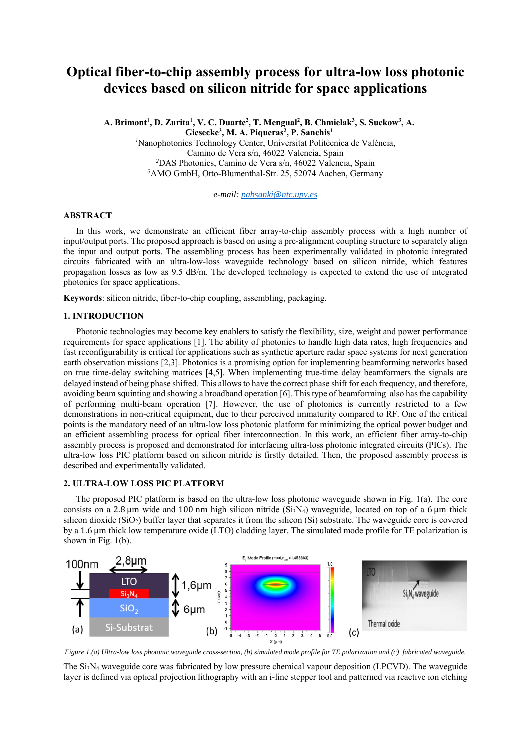# Optical fiber-to-chip assembly process for ultra-low loss photonic devices based on silicon nitride for space applications

**A. Brimont**[1], **D. Zurita**[1], **V. C. Duarte**[2], **T. Mengual**[2], **B. Chmielak**[3], **S. Suckow**[3], **A. Giesecke**[3], **M. A. Piqueras**[2], **P. Sanchis**[1]

[1]Nanophotonics Technology Center, Universitat Politècnica de València, Camino de Vera s/n, 46022 Valencia, Spain

[2]DAS Photonics, Camino de Vera s/n, 46022 Valencia, Spain

[3]AMO GmbH, Otto-Blumenthal-Str. 25, 52074 Aachen, Germany

*e-mail:* pabsanki@ntc.upv.es

## ABSTRACT

In this work, we demonstrate an efficient fiber array-to-chip assembly process with a high number of input/output ports. The proposed approach is based on using a pre-alignment coupling structure to separately align the input and output ports. The assembling process has been experimentally validated in photonic integrated circuits fabricated with an ultra-low-loss waveguide technology based on silicon nitride, which features propagation losses as low as 9.5 dB/m. The developed technology is expected to extend the use of integrated photonics for space applications.

**Keywords**: silicon nitride, fiber-to-chip coupling, assembling, packaging.

## 1. INTRODUCTION

Photonic technologies may become key enablers to satisfy the flexibility, size, weight and power performance requirements for space applications [1]. The ability of photonics to handle high data rates, high frequencies and fast reconfigurability is critical for applications such as synthetic aperture radar space systems for next generation earth observation missions [2,3]. Photonics is a promising option for implementing beamforming networks based on true time-delay switching matrices [4,5]. When implementing true-time delay beamformers the signals are delayed instead of being phase shifted. This allows to have the correct phase shift for each frequency, and therefore, avoiding beam squinting and showing a broadband operation [6]. This type of beamforming also has the capability of performing multi-beam operation [7]. However, the use of photonics is currently restricted to a few demonstrations in non-critical equipment, due to their perceived immaturity compared to RF. One of the critical points is the mandatory need of an ultra-low-loss photonic platform for minimizing the optical power budget and an efficient assembling process for optical fiber interconnection. In this work, an efficient fiber array-to-chip assembly process is proposed and demonstrated for interfacing ultra-loss photonic integrated circuits (PICs). The ultra-low loss PIC platform based on silicon nitride is firstly detailed. Then, the proposed assembly process is described and experimentally validated.

## 2. ULTRA-LOW LOSS PIC PLATFORM

The proposed PIC platform is based on the ultra-low loss photonic waveguide shown in Fig. 1(a). The core consists on a 2.8 µm wide and 100 nm high silicon nitride ($Si_3N_4$) waveguide, located on top of a 6 µm thick silicon dioxide ($SiO_2$) buffer layer that separates it from the silicon (Si) substrate. The waveguide core is covered by a 1.6 µm thick low temperature oxide (LTO) cladding layer. The simulated mode profile for TE polarization is shown in Fig. 1(b).

*Figure 1.(a) Ultra-low loss photonic waveguide cross-section, (b) simulated mode profile for TE polarization and (c) fabricated waveguide.*

The $Si_3N_4$ waveguide core was fabricated by low pressure chemical vapour deposition (LPCVD). The waveguide layer is defined via optical projection lithography with an i-line stepper tool and patterned via reactive ion etching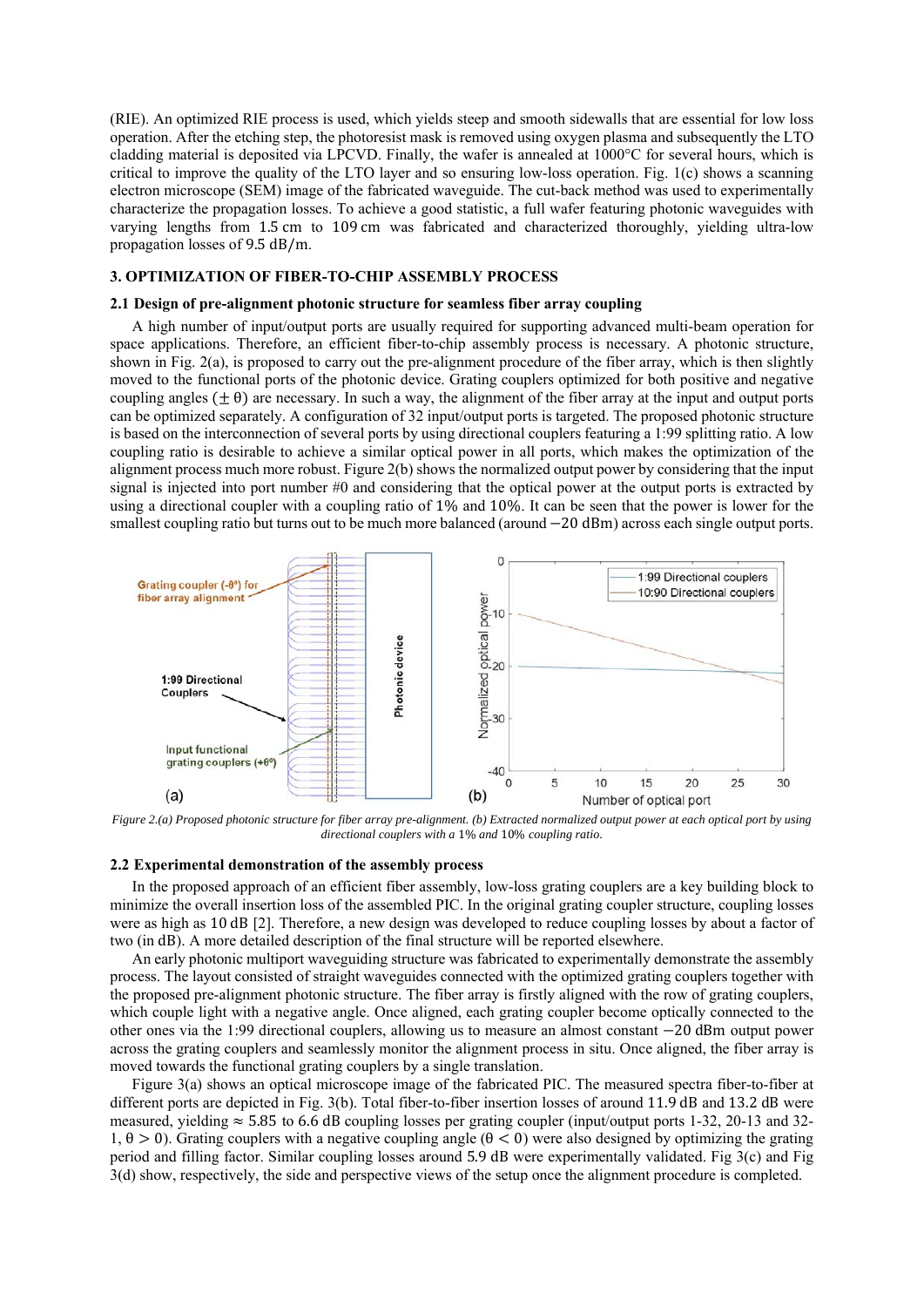(RIE). An optimized RIE process is used, which yields steep and smooth sidewalls that are essential for low loss operation. After the etching step, the photoresist mask is removed using oxygen plasma and subsequently the LTO cladding material is deposited via LPCVD. Finally, the wafer is annealed at 1000°C for several hours, which is critical to improve the quality of the LTO layer and so ensuring low-loss operation. Fig. 1(c) shows a scanning electron microscope (SEM) image of the fabricated waveguide. The cut-back method was used to experimentally characterize the propagation losses. To achieve a good statistic, a full wafer featuring photonic waveguides with varying lengths from 1.5 cm to 109 cm was fabricated and characterized thoroughly, yielding ultra-low propagation losses of 9.5 dB/m.

## 3. OPTIMIZATION OF FIBER-TO-CHIP ASSEMBLY PROCESS

### 2.1 Design of pre-alignment photonic structure for seamless fiber array coupling

A high number of input/output ports are usually required for supporting advanced multi-beam operation for space applications. Therefore, an efficient fiber-to-chip assembly process is necessary. A photonic structure, shown in Fig. 2(a), is proposed to carry out the pre-alignment procedure of the fiber array, which is then slightly moved to the functional ports of the photonic device. Grating couplers optimized for both positive and negative coupling angles ($\pm\theta$) are necessary. In such a way, the alignment of the fiber array at the input and output ports can be optimized separately. A configuration of 32 input/output ports is targeted. The proposed photonic structure is based on the interconnection of several ports by using directional couplers featuring a 1:99 splitting ratio. A low coupling ratio is desirable to achieve a similar optical power in all ports, which makes the optimization of the alignment process much more robust. Figure 2(b) shows the normalized output power by considering that the input signal is injected into port number #0 and considering that the optical power at the output ports is extracted by using a directional coupler with a coupling ratio of 1% and 10%. It can be seen that the power is lower for the smallest coupling ratio but turns out to be much more balanced (around −20 dBm) across each single output ports.

*Figure 2.(a) Proposed photonic structure for fiber array pre-alignment. (b) Extracted normalized output power at each optical port by using directional couplers with a 1% and 10% coupling ratio.*

### 2.2 Experimental demonstration of the assembly process

In the proposed approach of an efficient fiber assembly, low-loss grating couplers are a key building block to minimize the overall insertion loss of the assembled PIC. In the original grating coupler structure, coupling losses were as high as 10 dB [2]. Therefore, a new design was developed to reduce coupling losses by about a factor of two (in dB). A more detailed description of the final structure will be reported elsewhere.

An early photonic multiport waveguiding structure was fabricated to experimentally demonstrate the assembly process. The layout consisted of straight waveguides connected with the optimized grating couplers together with the proposed pre-alignment photonic structure. The fiber array is firstly aligned with the row of grating couplers, which couple light with a negative angle. Once aligned, each grating coupler become optically connected to the other ones via the 1:99 directional couplers, allowing us to measure an almost constant −20 dBm output power across the grating couplers and seamlessly monitor the alignment process in situ. Once aligned, the fiber array is moved towards the functional grating couplers by a single translation.

Figure 3(a) shows an optical microscope image of the fabricated PIC. The measured spectra fiber-to-fiber at different ports are depicted in Fig. 3(b). Total fiber-to-fiber insertion losses of around 11.9 dB and 13.2 dB were measured, yielding ≈ 5.85 to 6.6 dB coupling losses per grating coupler (input/output ports 1-32, 20-13 and 32-1, $\theta > 0$). Grating couplers with a negative coupling angle ($\theta < 0$) were also designed by optimizing the grating period and filling factor. Similar coupling losses around 5.9 dB were experimentally validated. Fig 3(c) and Fig 3(d) show, respectively, the side and perspective views of the setup once the alignment procedure is completed.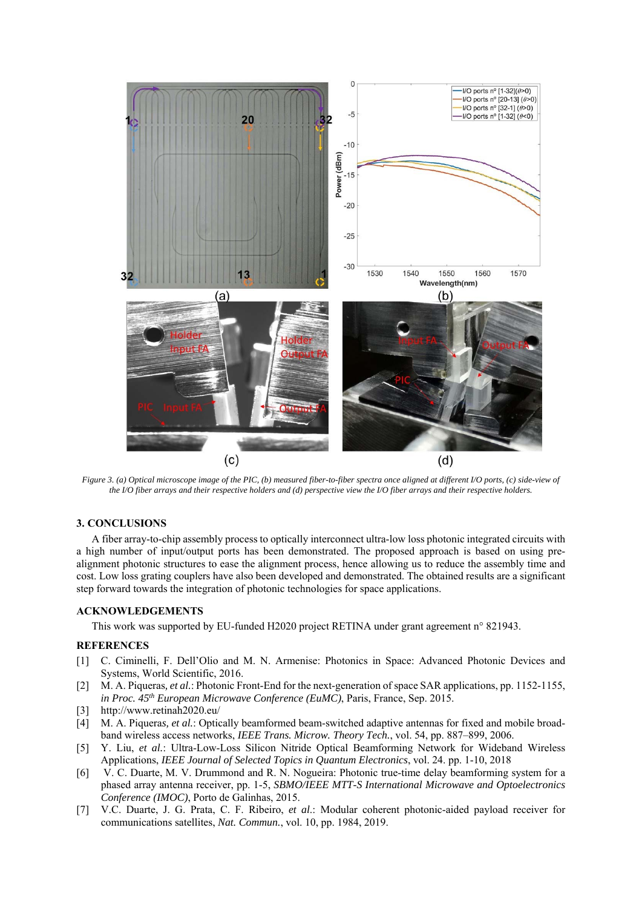(a)

1, 20, 32, 32, 13, 1

(b)

0
-5
-10
-15
-20
-25
-30

Power (dBm)

1530 1540 1550 1560 1570

Wavelength(nm)

I/O ports nº [1-32] ($\theta$>0)
I/O ports nº [20-13] ($\theta$>0)
I/O ports nº [32-1] ($\theta$>0)
I/O ports nº [1-32] ($\theta$<0)

(c)

Holder Input FA
Holder Output FA
PIC
Input FA
Output FA

(d)

Input FA
Output FA
PIC

*Figure 3. (a) Optical microscope image of the PIC, (b) measured fiber-to-fiber spectra once aligned at different I/O ports, (c) side-view of the I/O fiber arrays and their respective holders and (d) perspective view the I/O fiber arrays and their respective holders.*

## 3. CONCLUSIONS

A fiber array-to-chip assembly process to optically interconnect ultra-low loss photonic integrated circuits with a high number of input/output ports has been demonstrated. The proposed approach is based on using pre-alignment photonic structures to ease the alignment process, hence allowing us to reduce the assembly time and cost. Low loss grating couplers have also been developed and demonstrated. The obtained results are a significant step forward towards the integration of photonic technologies for space applications.

## ACKNOWLEDGEMENTS

This work was supported by EU-funded H2020 project RETINA under grant agreement n° 821943.

## REFERENCES

[1] C. Ciminelli, F. Dell'Olio and M. N. Armenise: Photonics in Space: Advanced Photonic Devices and Systems, World Scientific, 2016.

[2] M. A. Piqueras, *et al.*: Photonic Front-End for the next-generation of space SAR applications, pp. 1152-1155, *in Proc. 45th European Microwave Conference (EuMC)*, Paris, France, Sep. 2015.

[3] http://www.retinah2020.eu/

[4] M. A. Piqueras*, et al.*: Optically beamformed beam-switched adaptive antennas for fixed and mobile broad-band wireless access networks, *IEEE Trans. Microw. Theory Tech.*, vol. 54, pp. 887–899, 2006.

[5] Y. Liu, *et al.*: Ultra-Low-Loss Silicon Nitride Optical Beamforming Network for Wideband Wireless Applications, *IEEE Journal of Selected Topics in Quantum Electronics*, vol. 24. pp. 1-10, 2018

[6] V. C. Duarte, M. V. Drummond and R. N. Nogueira: Photonic true-time delay beamforming system for a phased array antenna receiver, pp. 1-5, *SBMO/IEEE MTT-S International Microwave and Optoelectronics Conference (IMOC)*, Porto de Galinhas, 2015.

[7] V.C. Duarte, J. G. Prata, C. F. Ribeiro, *et al.*: Modular coherent photonic-aided payload receiver for communications satellites, *Nat. Commun.*, vol. 10, pp. 1984, 2019.